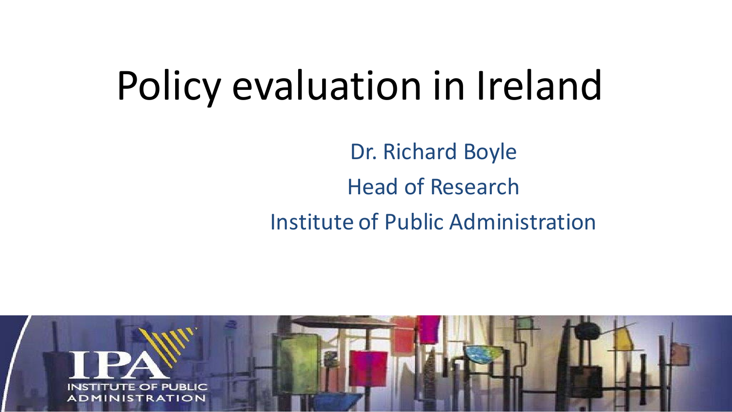# Policy evaluation in Ireland

Dr. Richard Boyle

Head of Research

Institute of Public Administration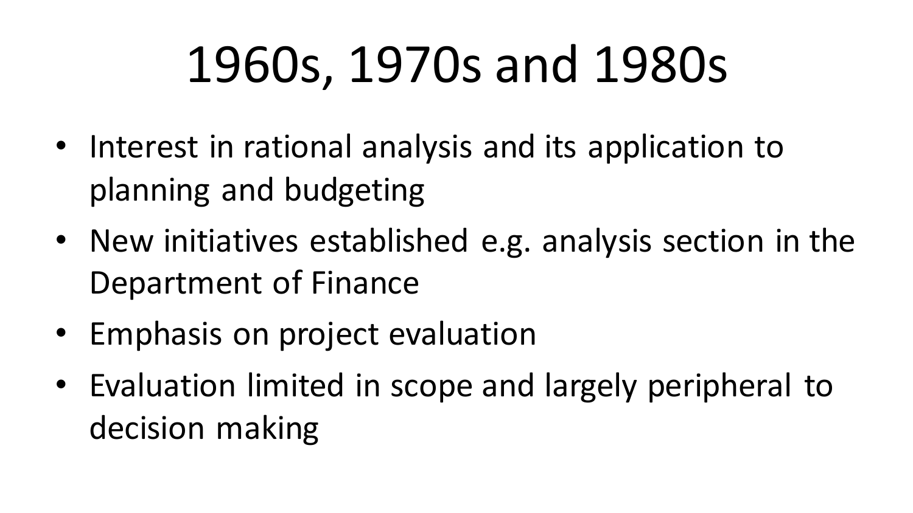# 1960s, 1970s and 1980s

- Interest in rational analysis and its application to planning and budgeting
- New initiatives established e.g. analysis section in the Department of Finance
- Emphasis on project evaluation
- Evaluation limited in scope and largely peripheral to decision making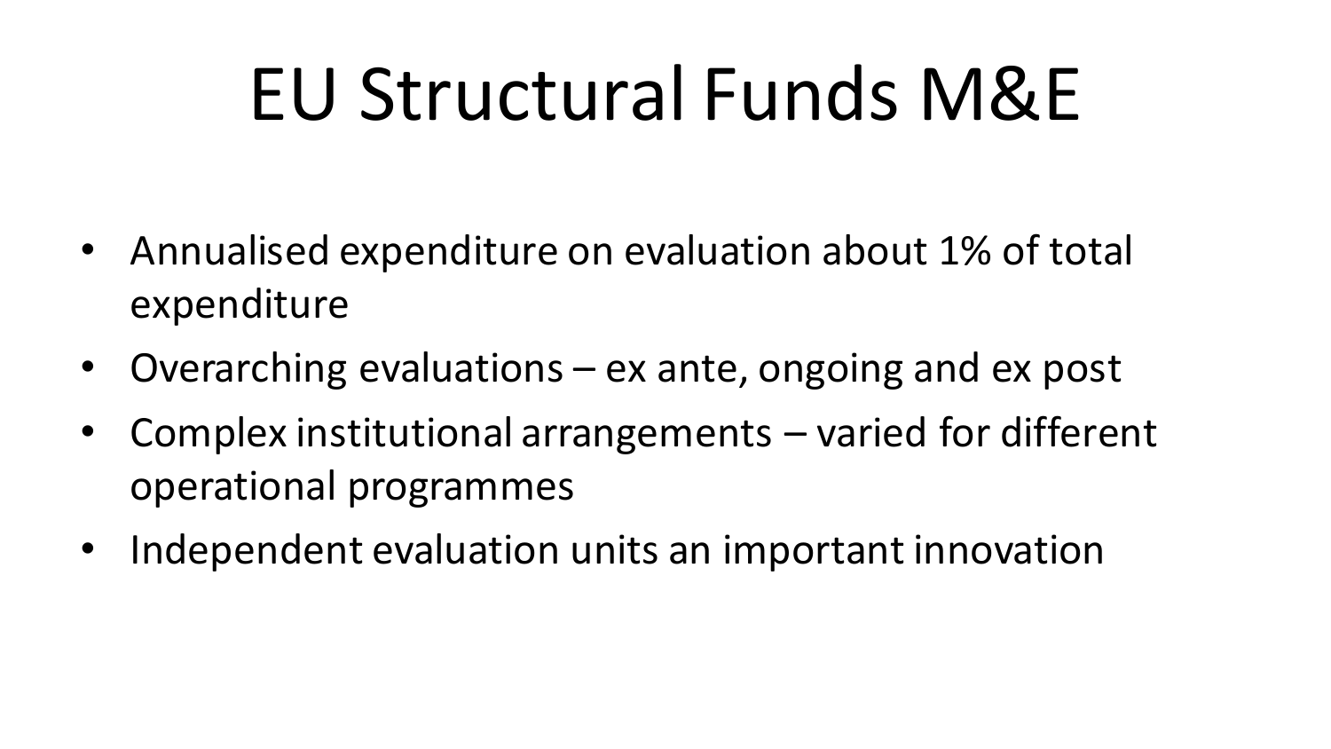# EU Structural Funds M&E

- Annualised expenditure on evaluation about 1% of total expenditure
- Overarching evaluations – ex ante, ongoing and ex post
- Complex institutional arrangements – varied for different operational programmes
- Independent evaluation units an important innovation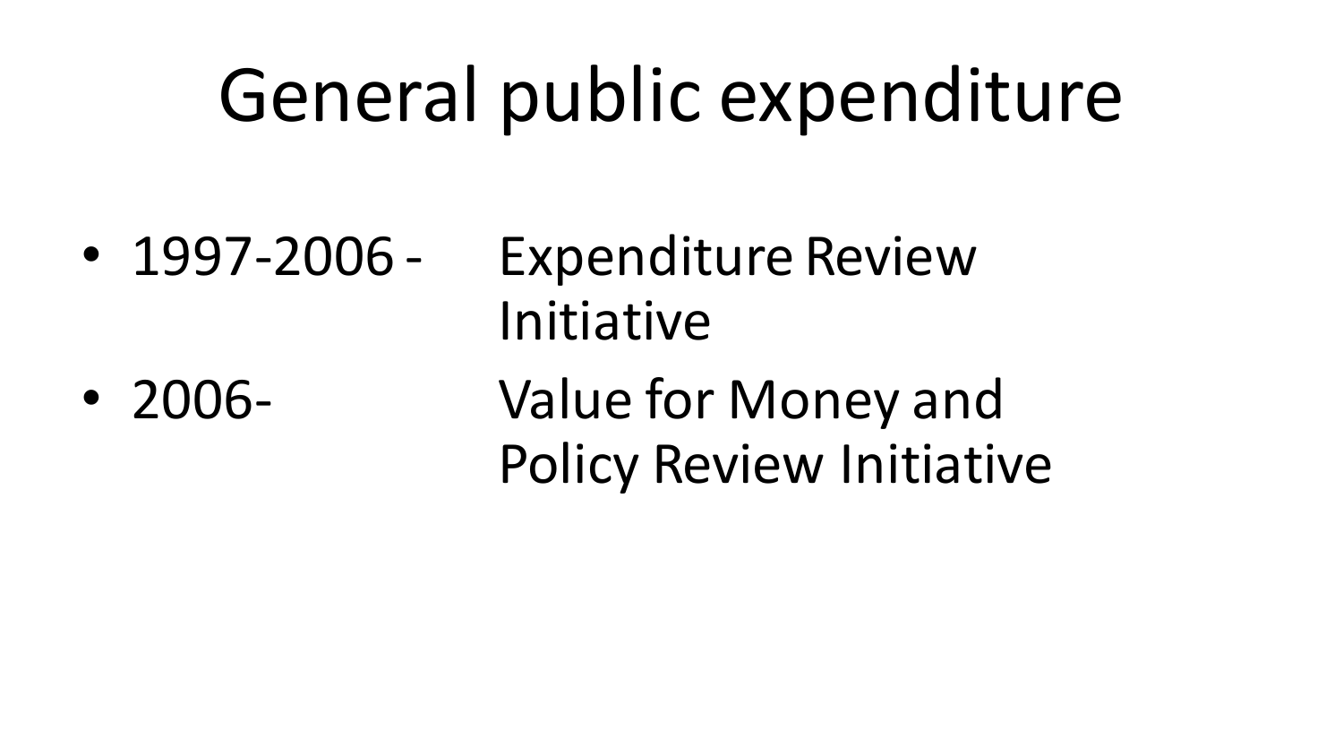# General public expenditure

- 1997-2006 - Expenditure Review Initiative
- 2006- Value for Money and Policy Review Initiative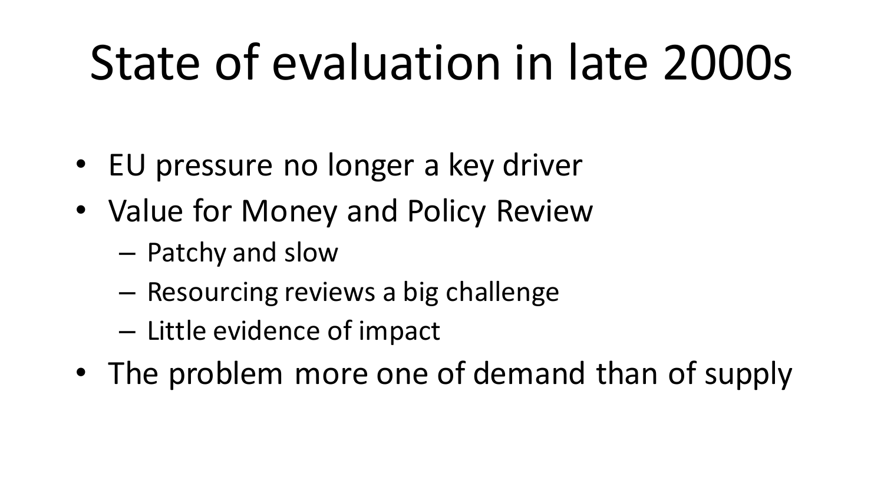# State of evaluation in late 2000s

- EU pressure no longer a key driver
- Value for Money and Policy Review
  - Patchy and slow
  - Resourcing reviews a big challenge
  - Little evidence of impact
- The problem more one of demand than of supply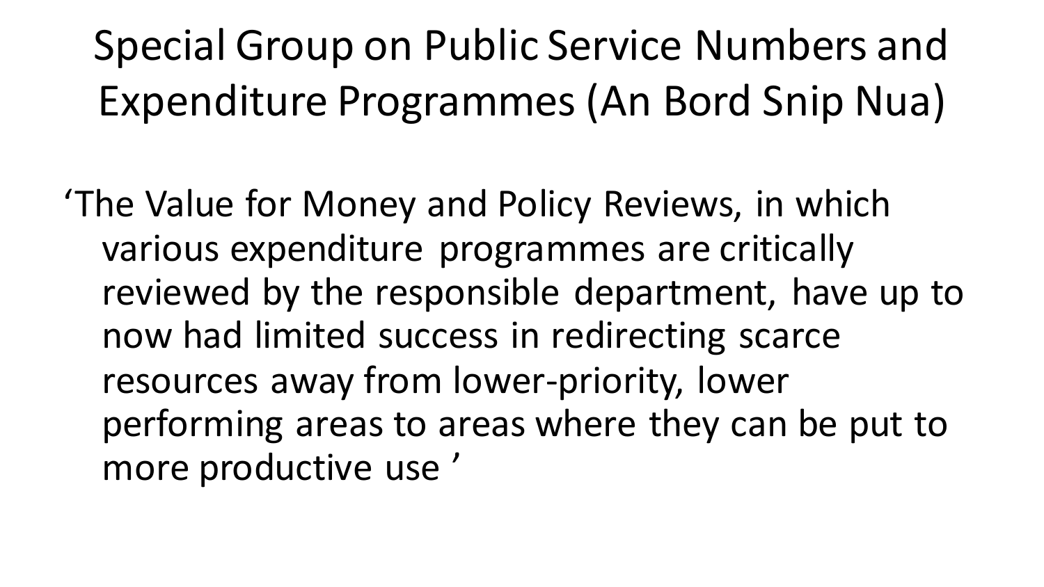# Special Group on Public Service Numbers and Expenditure Programmes (An Bord Snip Nua)

'The Value for Money and Policy Reviews, in which various expenditure programmes are critically reviewed by the responsible department, have up to now had limited success in redirecting scarce resources away from lower-priority, lower performing areas to areas where they can be put to more productive use '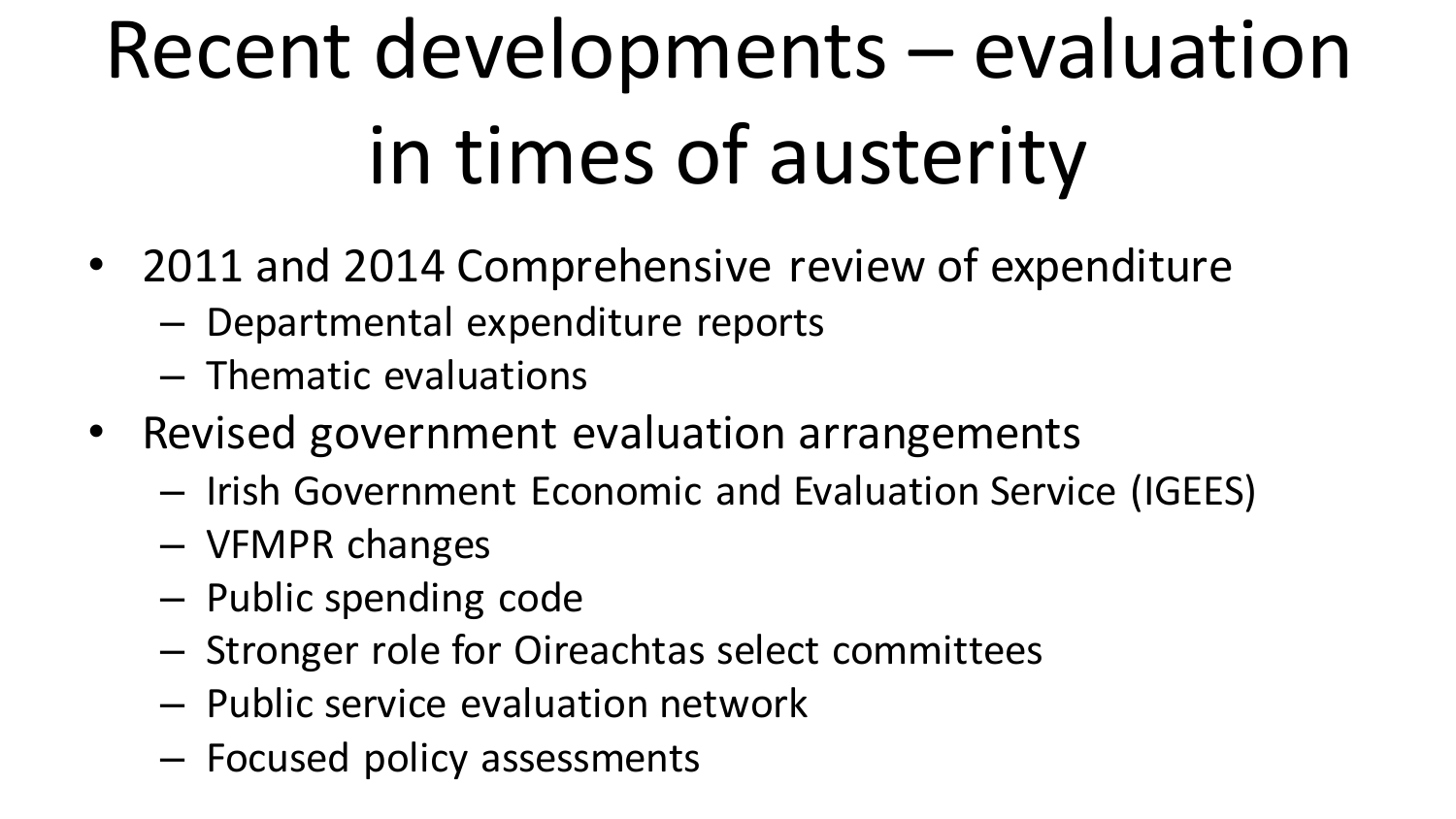# Recent developments – evaluation in times of austerity

- 2011 and 2014 Comprehensive review of expenditure
  - Departmental expenditure reports
  - Thematic evaluations
- Revised government evaluation arrangements
  - Irish Government Economic and Evaluation Service (IGEES)
  - VFMPR changes
  - Public spending code
  - Stronger role for Oireachtas select committees
  - Public service evaluation network
  - Focused policy assessments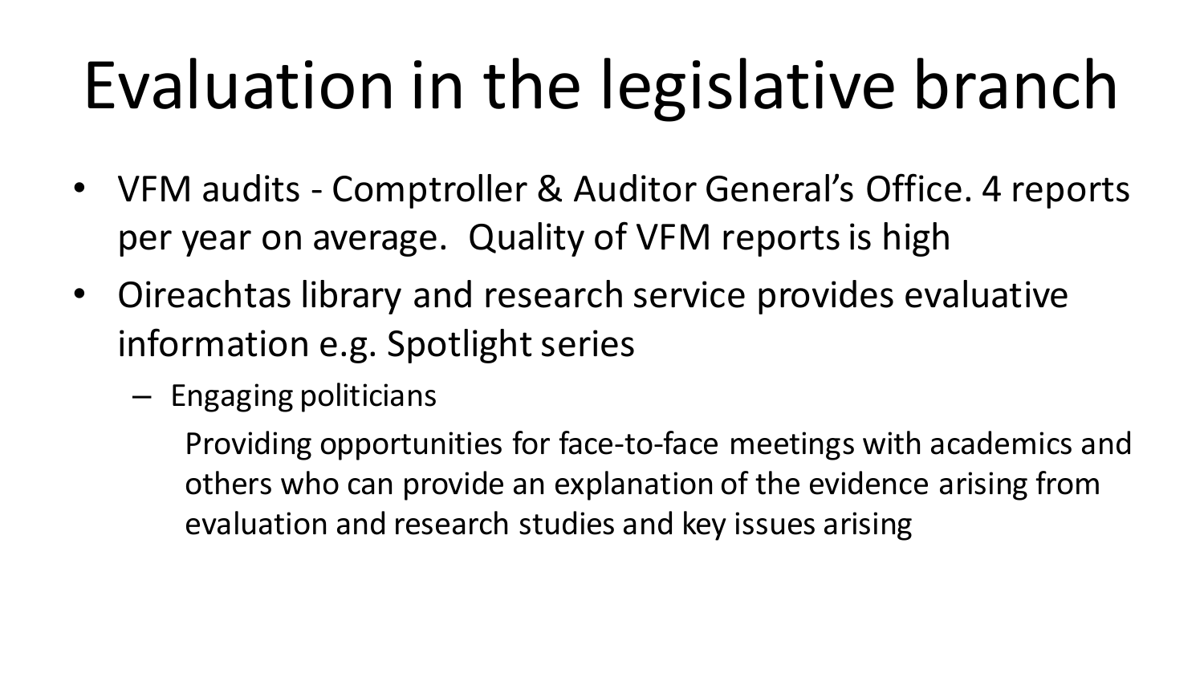# Evaluation in the legislative branch

- VFM audits - Comptroller & Auditor General's Office. 4 reports per year on average. Quality of VFM reports is high
- Oireachtas library and research service provides evaluative information e.g. Spotlight series
  - Engaging politicians

    Providing opportunities for face-to-face meetings with academics and others who can provide an explanation of the evidence arising from evaluation and research studies and key issues arising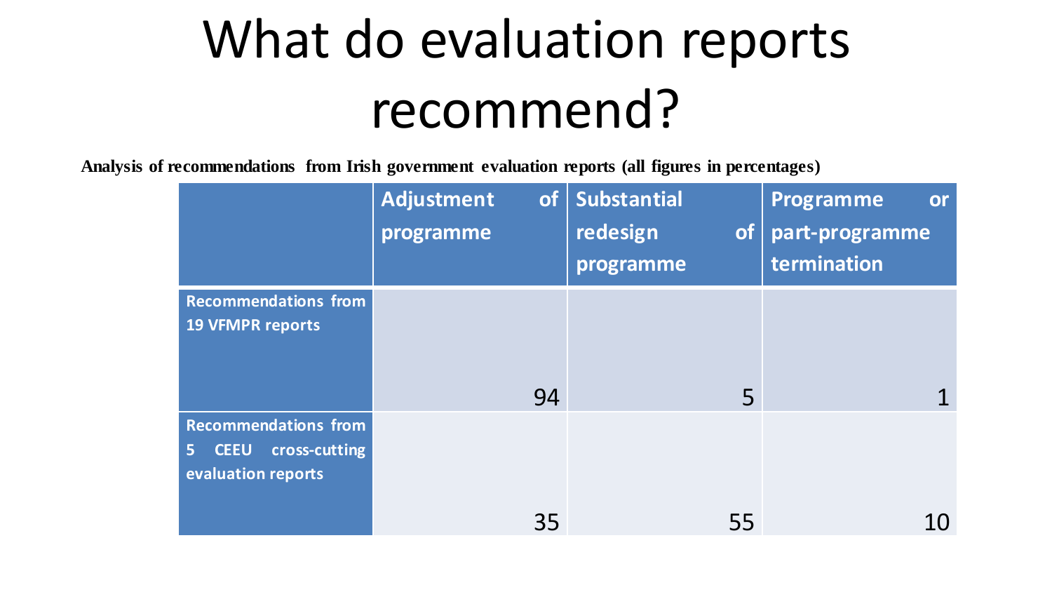# What do evaluation reports recommend?

**Analysis of recommendations from Irish government evaluation reports (all figures in percentages)**

| | Adjustment of programme | Substantial redesign of programme | Programme or part-programme termination |
|---|---|---|---|
| Recommendations from 19 VFMPR reports | 94 | 5 | 1 |
| Recommendations from 5 CEEU cross-cutting evaluation reports | 35 | 55 | 10 |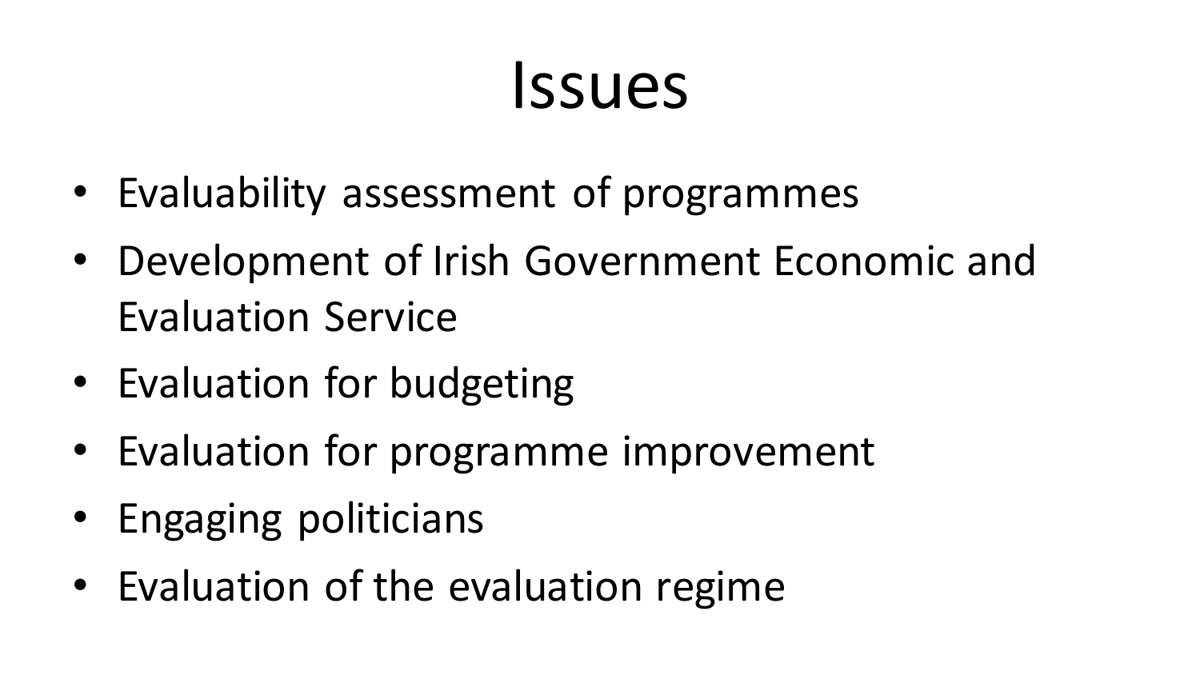# Issues

- Evaluability assessment of programmes
- Development of Irish Government Economic and Evaluation Service
- Evaluation for budgeting
- Evaluation for programme improvement
- Engaging politicians
- Evaluation of the evaluation regime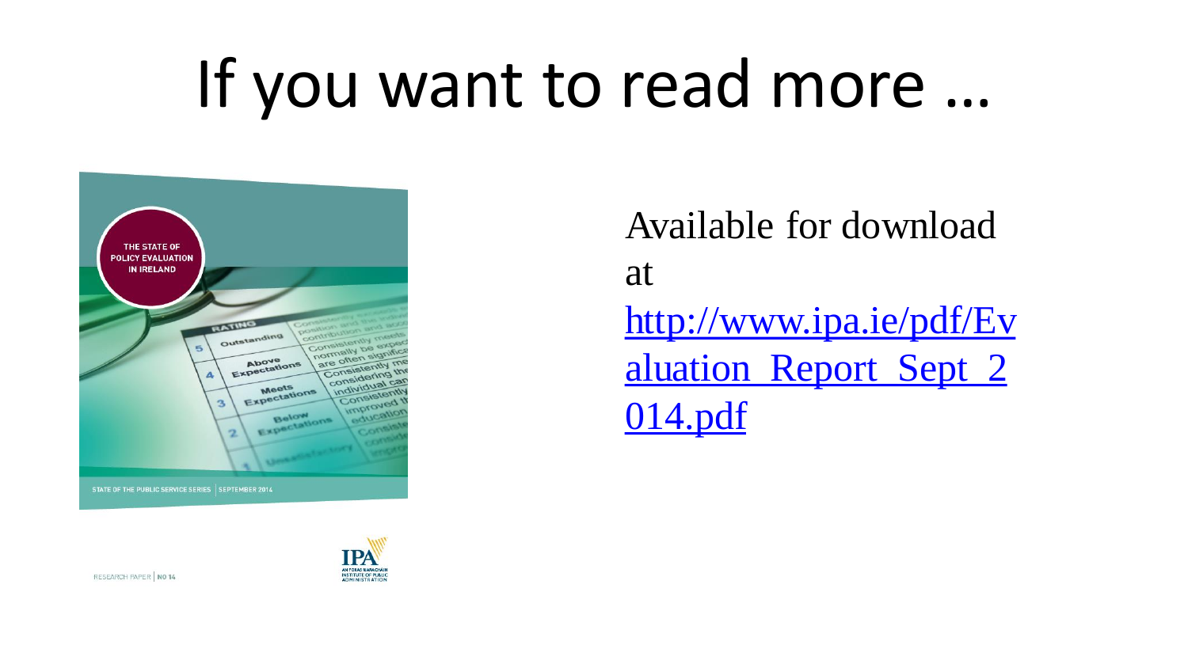# If you want to read more …

Available for download at [http://www.ipa.ie/pdf/Evaluation_Report_Sept_2014.pdf](http://www.ipa.ie/pdf/Evaluation_Report_Sept_2014.pdf)